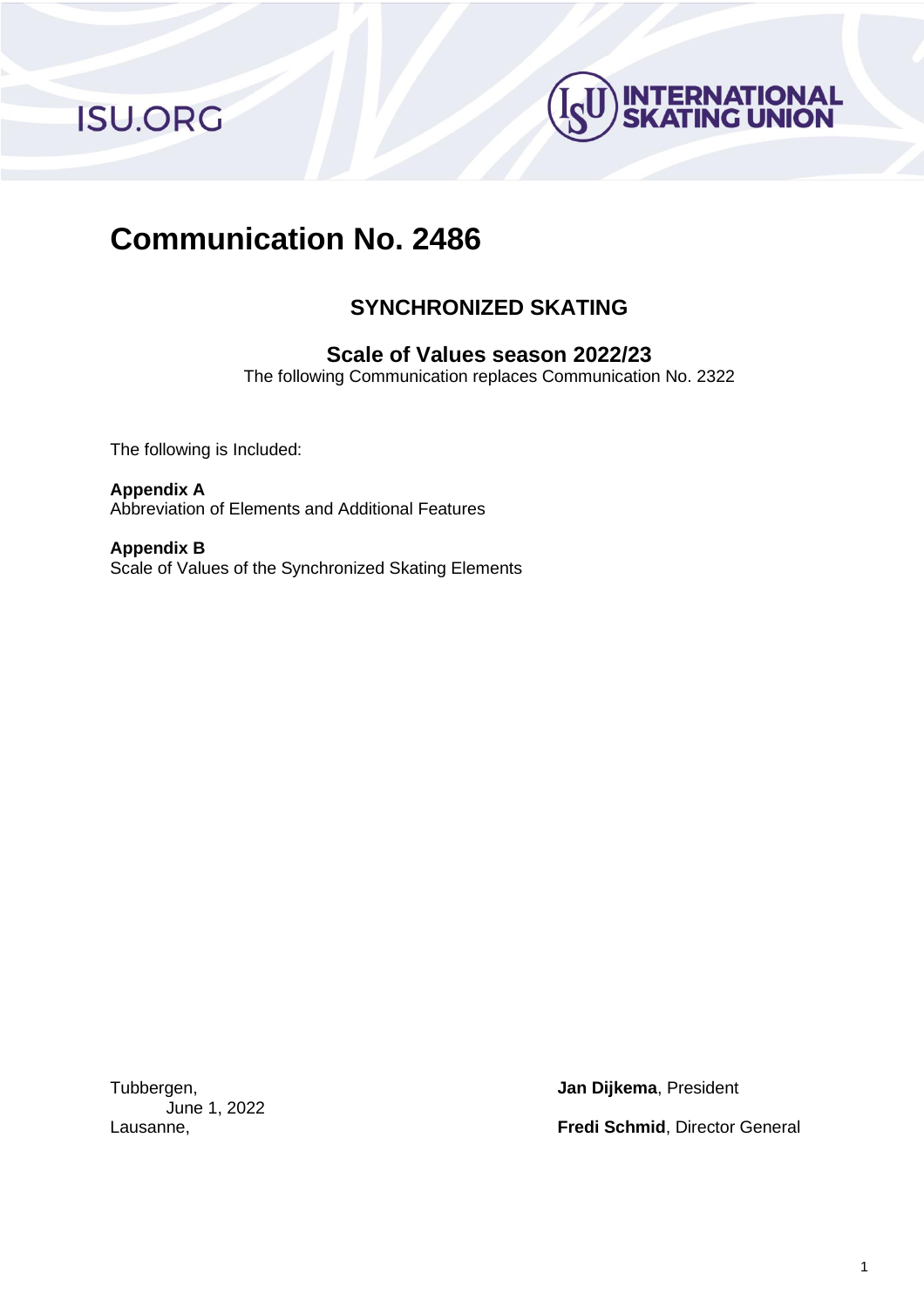ISU.ORG

INTERNATIONAL SKATING UNION

# Communication No. 2486

## SYNCHRONIZED SKATING

### Scale of Values season 2022/23

The following Communication replaces Communication No. 2322

The following is Included:

**Appendix A**
Abbreviation of Elements and Additional Features

**Appendix B**
Scale of Values of the Synchronized Skating Elements

Tubbergen,
June 1, 2022
Lausanne,

**Jan Dijkema**, President

**Fredi Schmid**, Director General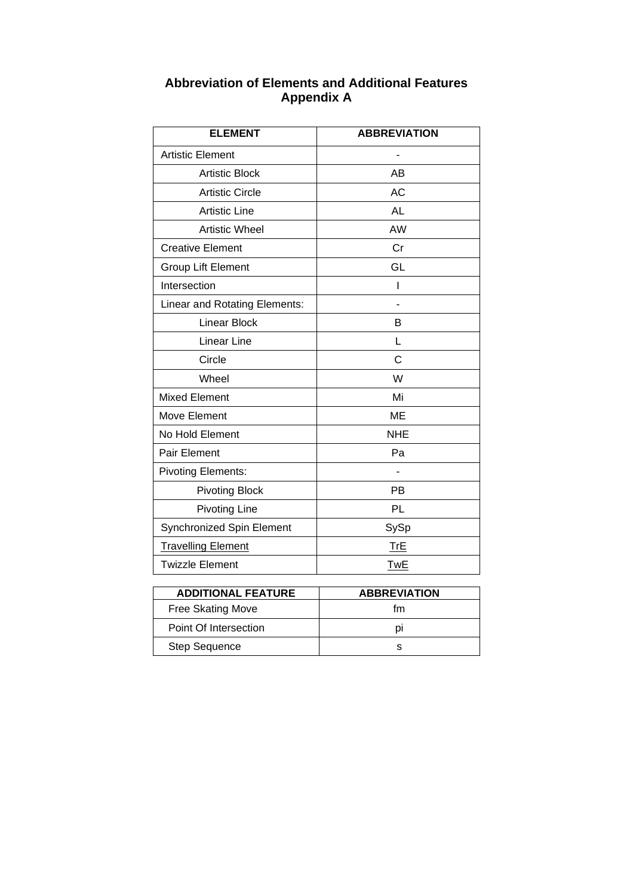## Abbreviation of Elements and Additional Features
## Appendix A

| ELEMENT | ABBREVIATION |
|---|---|
| Artistic Element | - |
| Artistic Block | AB |
| Artistic Circle | AC |
| Artistic Line | AL |
| Artistic Wheel | AW |
| Creative Element | Cr |
| Group Lift Element | GL |
| Intersection | I |
| Linear and Rotating Elements: | - |
| Linear Block | B |
| Linear Line | L |
| Circle | C |
| Wheel | W |
| Mixed Element | Mi |
| Move Element | ME |
| No Hold Element | NHE |
| Pair Element | Pa |
| Pivoting Elements: | - |
| Pivoting Block | PB |
| Pivoting Line | PL |
| Synchronized Spin Element | SySp |
| Travelling Element | TrE |
| Twizzle Element | TwE |

| ADDITIONAL FEATURE | ABBREVIATION |
|---|---|
| Free Skating Move | fm |
| Point Of Intersection | pi |
| Step Sequence | s |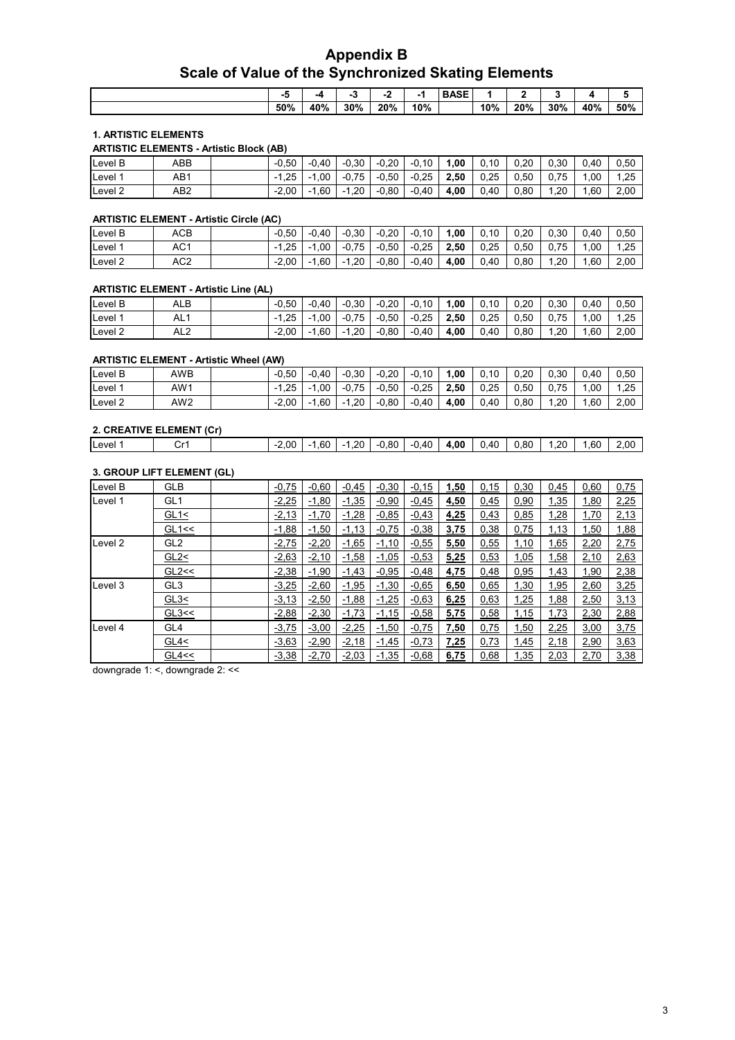# Appendix B
# Scale of Value of the Synchronized Skating Elements

| | | | -5 | -4 | -3 | -2 | -1 | BASE | 1 | 2 | 3 | 4 | 5 |
|---|---|---|---|---|---|---|---|---|---|---|---|---|---|
| | | | 50% | 40% | 30% | 20% | 10% | | 10% | 20% | 30% | 40% | 50% |

**1. ARTISTIC ELEMENTS**

**ARTISTIC ELEMENTS - Artistic Block (AB)**

| | | | | | | | | | | | | | |
|---|---|---|---|---|---|---|---|---|---|---|---|---|---|
| Level B | ABB | | -0,50 | -0,40 | -0,30 | -0,20 | -0,10 | **1,00** | 0,10 | 0,20 | 0,30 | 0,40 | 0,50 |
| Level 1 | AB1 | | -1,25 | -1,00 | -0,75 | -0,50 | -0,25 | **2,50** | 0,25 | 0,50 | 0,75 | 1,00 | 1,25 |
| Level 2 | AB2 | | -2,00 | -1,60 | -1,20 | -0,80 | -0,40 | **4,00** | 0,40 | 0,80 | 1,20 | 1,60 | 2,00 |

**ARTISTIC ELEMENT - Artistic Circle (AC)**

| | | | | | | | | | | | | | |
|---|---|---|---|---|---|---|---|---|---|---|---|---|---|
| Level B | ACB | | -0,50 | -0,40 | -0,30 | -0,20 | -0,10 | **1,00** | 0,10 | 0,20 | 0,30 | 0,40 | 0,50 |
| Level 1 | AC1 | | -1,25 | -1,00 | -0,75 | -0,50 | -0,25 | **2,50** | 0,25 | 0,50 | 0,75 | 1,00 | 1,25 |
| Level 2 | AC2 | | -2,00 | -1,60 | -1,20 | -0,80 | -0,40 | **4,00** | 0,40 | 0,80 | 1,20 | 1,60 | 2,00 |

**ARTISTIC ELEMENT - Artistic Line (AL)**

| | | | | | | | | | | | | | |
|---|---|---|---|---|---|---|---|---|---|---|---|---|---|
| Level B | ALB | | -0,50 | -0,40 | -0,30 | -0,20 | -0,10 | **1,00** | 0,10 | 0,20 | 0,30 | 0,40 | 0,50 |
| Level 1 | AL1 | | -1,25 | -1,00 | -0,75 | -0,50 | -0,25 | **2,50** | 0,25 | 0,50 | 0,75 | 1,00 | 1,25 |
| Level 2 | AL2 | | -2,00 | -1,60 | -1,20 | -0,80 | -0,40 | **4,00** | 0,40 | 0,80 | 1,20 | 1,60 | 2,00 |

**ARTISTIC ELEMENT - Artistic Wheel (AW)**

| | | | | | | | | | | | | | |
|---|---|---|---|---|---|---|---|---|---|---|---|---|---|
| Level B | AWB | | -0,50 | -0,40 | -0,30 | -0,20 | -0,10 | **1,00** | 0,10 | 0,20 | 0,30 | 0,40 | 0,50 |
| Level 1 | AW1 | | -1,25 | -1,00 | -0,75 | -0,50 | -0,25 | **2,50** | 0,25 | 0,50 | 0,75 | 1,00 | 1,25 |
| Level 2 | AW2 | | -2,00 | -1,60 | -1,20 | -0,80 | -0,40 | **4,00** | 0,40 | 0,80 | 1,20 | 1,60 | 2,00 |

**2. CREATIVE ELEMENT (Cr)**

| | | | | | | | | | | | | | |
|---|---|---|---|---|---|---|---|---|---|---|---|---|---|
| Level 1 | Cr1 | | -2,00 | -1,60 | -1,20 | -0,80 | -0,40 | **4,00** | 0,40 | 0,80 | 1,20 | 1,60 | 2,00 |

**3. GROUP LIFT ELEMENT (GL)**

| | | | | | | | | | | | | | |
|---|---|---|---|---|---|---|---|---|---|---|---|---|---|
| Level B | GLB | | -0,75 | -0,60 | -0,45 | -0,30 | -0,15 | **1,50** | 0,15 | 0,30 | 0,45 | 0,60 | 0,75 |
| Level 1 | GL1 | | -2,25 | -1,80 | -1,35 | -0,90 | -0,45 | **4,50** | 0,45 | 0,90 | 1,35 | 1,80 | 2,25 |
| | GL1< | | -2,13 | -1,70 | -1,28 | -0,85 | -0,43 | **4,25** | 0,43 | 0,85 | 1,28 | 1,70 | 2,13 |
| | GL1<< | | -1,88 | -1,50 | -1,13 | -0,75 | -0,38 | **3,75** | 0,38 | 0,75 | 1,13 | 1,50 | 1,88 |
| Level 2 | GL2 | | -2,75 | -2,20 | -1,65 | -1,10 | -0,55 | **5,50** | 0,55 | 1,10 | 1,65 | 2,20 | 2,75 |
| | GL2< | | -2,63 | -2,10 | -1,58 | -1,05 | -0,53 | **5,25** | 0,53 | 1,05 | 1,58 | 2,10 | 2,63 |
| | GL2<< | | -2,38 | -1,90 | -1,43 | -0,95 | -0,48 | **4,75** | 0,48 | 0,95 | 1,43 | 1,90 | 2,38 |
| Level 3 | GL3 | | -3,25 | -2,60 | -1,95 | -1,30 | -0,65 | **6,50** | 0,65 | 1,30 | 1,95 | 2,60 | 3,25 |
| | GL3< | | -3,13 | -2,50 | -1,88 | -1,25 | -0,63 | **6,25** | 0,63 | 1,25 | 1,88 | 2,50 | 3,13 |
| | GL3<< | | -2,88 | -2,30 | -1,73 | -1,15 | -0,58 | **5,75** | 0,58 | 1,15 | 1,73 | 2,30 | 2,88 |
| Level 4 | GL4 | | -3,75 | -3,00 | -2,25 | -1,50 | -0,75 | **7,50** | 0,75 | 1,50 | 2,25 | 3,00 | 3,75 |
| | GL4< | | -3,63 | -2,90 | -2,18 | -1,45 | -0,73 | **7,25** | 0,73 | 1,45 | 2,18 | 2,90 | 3,63 |
| | GL4<< | | -3,38 | -2,70 | -2,03 | -1,35 | -0,68 | **6,75** | 0,68 | 1,35 | 2,03 | 2,70 | 3,38 |

downgrade 1: <, downgrade 2: <<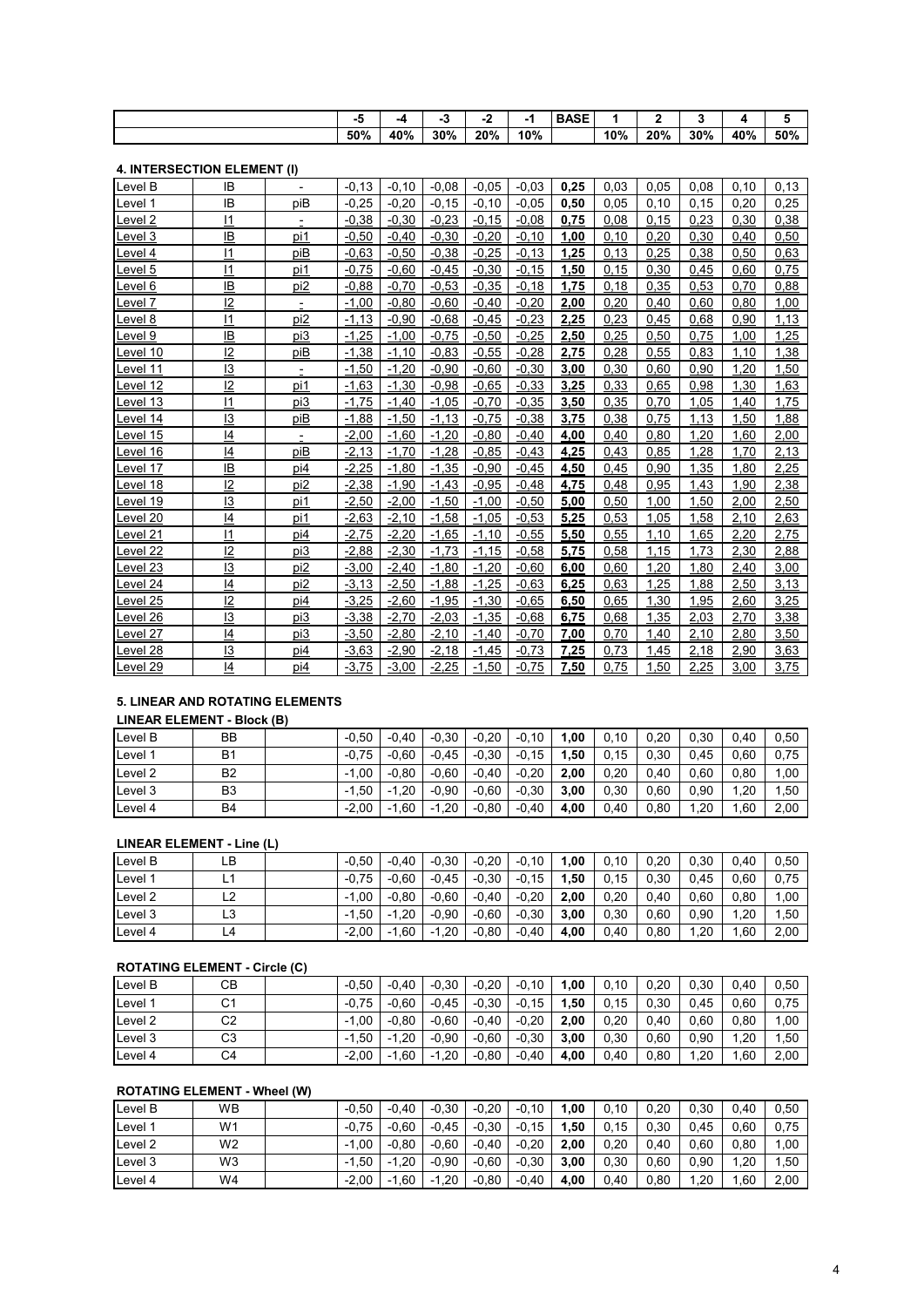| | | | -5 | -4 | -3 | -2 | -1 | BASE | 1 | 2 | 3 | 4 | 5 |
|---|---|---|---|---|---|---|---|---|---|---|---|---|---|
| | | | 50% | 40% | 30% | 20% | 10% | | 10% | 20% | 30% | 40% | 50% |

**4. INTERSECTION ELEMENT (I)**

| Level | | | -5 | -4 | -3 | -2 | -1 | BASE | 1 | 2 | 3 | 4 | 5 |
|---|---|---|---|---|---|---|---|---|---|---|---|---|---|
| Level B | IB | - | -0,13 | -0,10 | -0,08 | -0,05 | -0,03 | **0,25** | 0,03 | 0,05 | 0,08 | 0,10 | 0,13 |
| Level 1 | IB | piB | -0,25 | -0,20 | -0,15 | -0,10 | -0,05 | **0,50** | 0,05 | 0,10 | 0,15 | 0,20 | 0,25 |
| Level 2 | I1 | - | -0,38 | -0,30 | -0,23 | -0,15 | -0,08 | **0,75** | 0,08 | 0,15 | 0,23 | 0,30 | 0,38 |
| Level 3 | IB | pi1 | -0,50 | -0,40 | -0,30 | -0,20 | -0,10 | **1,00** | 0,10 | 0,20 | 0,30 | 0,40 | 0,50 |
| Level 4 | I1 | piB | -0,63 | -0,50 | -0,38 | -0,25 | -0,13 | **1,25** | 0,13 | 0,25 | 0,38 | 0,50 | 0,63 |
| Level 5 | I1 | pi1 | -0,75 | -0,60 | -0,45 | -0,30 | -0,15 | **1,50** | 0,15 | 0,30 | 0,45 | 0,60 | 0,75 |
| Level 6 | IB | pi2 | -0,88 | -0,70 | -0,53 | -0,35 | -0,18 | **1,75** | 0,18 | 0,35 | 0,53 | 0,70 | 0,88 |
| Level 7 | I2 | - | -1,00 | -0,80 | -0,60 | -0,40 | -0,20 | **2,00** | 0,20 | 0,40 | 0,60 | 0,80 | 1,00 |
| Level 8 | I1 | pi2 | -1,13 | -0,90 | -0,68 | -0,45 | -0,23 | **2,25** | 0,23 | 0,45 | 0,68 | 0,90 | 1,13 |
| Level 9 | IB | pi3 | -1,25 | -1,00 | -0,75 | -0,50 | -0,25 | **2,50** | 0,25 | 0,50 | 0,75 | 1,00 | 1,25 |
| Level 10 | I2 | piB | -1,38 | -1,10 | -0,83 | -0,55 | -0,28 | **2,75** | 0,28 | 0,55 | 0,83 | 1,10 | 1,38 |
| Level 11 | I3 | - | -1,50 | -1,20 | -0,90 | -0,60 | -0,30 | **3,00** | 0,30 | 0,60 | 0,90 | 1,20 | 1,50 |
| Level 12 | I2 | pi1 | -1,63 | -1,30 | -0,98 | -0,65 | -0,33 | **3,25** | 0,33 | 0,65 | 0,98 | 1,30 | 1,63 |
| Level 13 | I1 | pi3 | -1,75 | -1,40 | -1,05 | -0,70 | -0,35 | **3,50** | 0,35 | 0,70 | 1,05 | 1,40 | 1,75 |
| Level 14 | I3 | piB | -1,88 | -1,50 | -1,13 | -0,75 | -0,38 | **3,75** | 0,38 | 0,75 | 1,13 | 1,50 | 1,88 |
| Level 15 | I4 | - | -2,00 | -1,60 | -1,20 | -0,80 | -0,40 | **4,00** | 0,40 | 0,80 | 1,20 | 1,60 | 2,00 |
| Level 16 | I4 | piB | -2,13 | -1,70 | -1,28 | -0,85 | -0,43 | **4,25** | 0,43 | 0,85 | 1,28 | 1,70 | 2,13 |
| Level 17 | IB | pi4 | -2,25 | -1,80 | -1,35 | -0,90 | -0,45 | **4,50** | 0,45 | 0,90 | 1,35 | 1,80 | 2,25 |
| Level 18 | I2 | pi2 | -2,38 | -1,90 | -1,43 | -0,95 | -0,48 | **4,75** | 0,48 | 0,95 | 1,43 | 1,90 | 2,38 |
| Level 19 | I3 | pi1 | -2,50 | -2,00 | -1,50 | -1,00 | -0,50 | **5,00** | 0,50 | 1,00 | 1,50 | 2,00 | 2,50 |
| Level 20 | I4 | pi1 | -2,63 | -2,10 | -1,58 | -1,05 | -0,53 | **5,25** | 0,53 | 1,05 | 1,58 | 2,10 | 2,63 |
| Level 21 | I1 | pi4 | -2,75 | -2,20 | -1,65 | -1,10 | -0,55 | **5,50** | 0,55 | 1,10 | 1,65 | 2,20 | 2,75 |
| Level 22 | I2 | pi3 | -2,88 | -2,30 | -1,73 | -1,15 | -0,58 | **5,75** | 0,58 | 1,15 | 1,73 | 2,30 | 2,88 |
| Level 23 | I3 | pi2 | -3,00 | -2,40 | -1,80 | -1,20 | -0,60 | **6,00** | 0,60 | 1,20 | 1,80 | 2,40 | 3,00 |
| Level 24 | I4 | pi2 | -3,13 | -2,50 | -1,88 | -1,25 | -0,63 | **6,25** | 0,63 | 1,25 | 1,88 | 2,50 | 3,13 |
| Level 25 | I2 | pi4 | -3,25 | -2,60 | -1,95 | -1,30 | -0,65 | **6,50** | 0,65 | 1,30 | 1,95 | 2,60 | 3,25 |
| Level 26 | I3 | pi3 | -3,38 | -2,70 | -2,03 | -1,35 | -0,68 | **6,75** | 0,68 | 1,35 | 2,03 | 2,70 | 3,38 |
| Level 27 | I4 | pi3 | -3,50 | -2,80 | -2,10 | -1,40 | -0,70 | **7,00** | 0,70 | 1,40 | 2,10 | 2,80 | 3,50 |
| Level 28 | I3 | pi4 | -3,63 | -2,90 | -2,18 | -1,45 | -0,73 | **7,25** | 0,73 | 1,45 | 2,18 | 2,90 | 3,63 |
| Level 29 | I4 | pi4 | -3,75 | -3,00 | -2,25 | -1,50 | -0,75 | **7,50** | 0,75 | 1,50 | 2,25 | 3,00 | 3,75 |

**5. LINEAR AND ROTATING ELEMENTS**

**LINEAR ELEMENT - Block (B)**

| Level | | | -5 | -4 | -3 | -2 | -1 | BASE | 1 | 2 | 3 | 4 | 5 |
|---|---|---|---|---|---|---|---|---|---|---|---|---|---|
| Level B | BB | | -0,50 | -0,40 | -0,30 | -0,20 | -0,10 | **1,00** | 0,10 | 0,20 | 0,30 | 0,40 | 0,50 |
| Level 1 | B1 | | -0,75 | -0,60 | -0,45 | -0,30 | -0,15 | **1,50** | 0,15 | 0,30 | 0,45 | 0,60 | 0,75 |
| Level 2 | B2 | | -1,00 | -0,80 | -0,60 | -0,40 | -0,20 | **2,00** | 0,20 | 0,40 | 0,60 | 0,80 | 1,00 |
| Level 3 | B3 | | -1,50 | -1,20 | -0,90 | -0,60 | -0,30 | **3,00** | 0,30 | 0,60 | 0,90 | 1,20 | 1,50 |
| Level 4 | B4 | | -2,00 | -1,60 | -1,20 | -0,80 | -0,40 | **4,00** | 0,40 | 0,80 | 1,20 | 1,60 | 2,00 |

**LINEAR ELEMENT - Line (L)**

| Level | | | -5 | -4 | -3 | -2 | -1 | BASE | 1 | 2 | 3 | 4 | 5 |
|---|---|---|---|---|---|---|---|---|---|---|---|---|---|
| Level B | LB | | -0,50 | -0,40 | -0,30 | -0,20 | -0,10 | **1,00** | 0,10 | 0,20 | 0,30 | 0,40 | 0,50 |
| Level 1 | L1 | | -0,75 | -0,60 | -0,45 | -0,30 | -0,15 | **1,50** | 0,15 | 0,30 | 0,45 | 0,60 | 0,75 |
| Level 2 | L2 | | -1,00 | -0,80 | -0,60 | -0,40 | -0,20 | **2,00** | 0,20 | 0,40 | 0,60 | 0,80 | 1,00 |
| Level 3 | L3 | | -1,50 | -1,20 | -0,90 | -0,60 | -0,30 | **3,00** | 0,30 | 0,60 | 0,90 | 1,20 | 1,50 |
| Level 4 | L4 | | -2,00 | -1,60 | -1,20 | -0,80 | -0,40 | **4,00** | 0,40 | 0,80 | 1,20 | 1,60 | 2,00 |

**ROTATING ELEMENT - Circle (C)**

| Level | | | -5 | -4 | -3 | -2 | -1 | BASE | 1 | 2 | 3 | 4 | 5 |
|---|---|---|---|---|---|---|---|---|---|---|---|---|---|
| Level B | CB | | -0,50 | -0,40 | -0,30 | -0,20 | -0,10 | **1,00** | 0,10 | 0,20 | 0,30 | 0,40 | 0,50 |
| Level 1 | C1 | | -0,75 | -0,60 | -0,45 | -0,30 | -0,15 | **1,50** | 0,15 | 0,30 | 0,45 | 0,60 | 0,75 |
| Level 2 | C2 | | -1,00 | -0,80 | -0,60 | -0,40 | -0,20 | **2,00** | 0,20 | 0,40 | 0,60 | 0,80 | 1,00 |
| Level 3 | C3 | | -1,50 | -1,20 | -0,90 | -0,60 | -0,30 | **3,00** | 0,30 | 0,60 | 0,90 | 1,20 | 1,50 |
| Level 4 | C4 | | -2,00 | -1,60 | -1,20 | -0,80 | -0,40 | **4,00** | 0,40 | 0,80 | 1,20 | 1,60 | 2,00 |

**ROTATING ELEMENT - Wheel (W)**

| Level | | | -5 | -4 | -3 | -2 | -1 | BASE | 1 | 2 | 3 | 4 | 5 |
|---|---|---|---|---|---|---|---|---|---|---|---|---|---|
| Level B | WB | | -0,50 | -0,40 | -0,30 | -0,20 | -0,10 | **1,00** | 0,10 | 0,20 | 0,30 | 0,40 | 0,50 |
| Level 1 | W1 | | -0,75 | -0,60 | -0,45 | -0,30 | -0,15 | **1,50** | 0,15 | 0,30 | 0,45 | 0,60 | 0,75 |
| Level 2 | W2 | | -1,00 | -0,80 | -0,60 | -0,40 | -0,20 | **2,00** | 0,20 | 0,40 | 0,60 | 0,80 | 1,00 |
| Level 3 | W3 | | -1,50 | -1,20 | -0,90 | -0,60 | -0,30 | **3,00** | 0,30 | 0,60 | 0,90 | 1,20 | 1,50 |
| Level 4 | W4 | | -2,00 | -1,60 | -1,20 | -0,80 | -0,40 | **4,00** | 0,40 | 0,80 | 1,20 | 1,60 | 2,00 |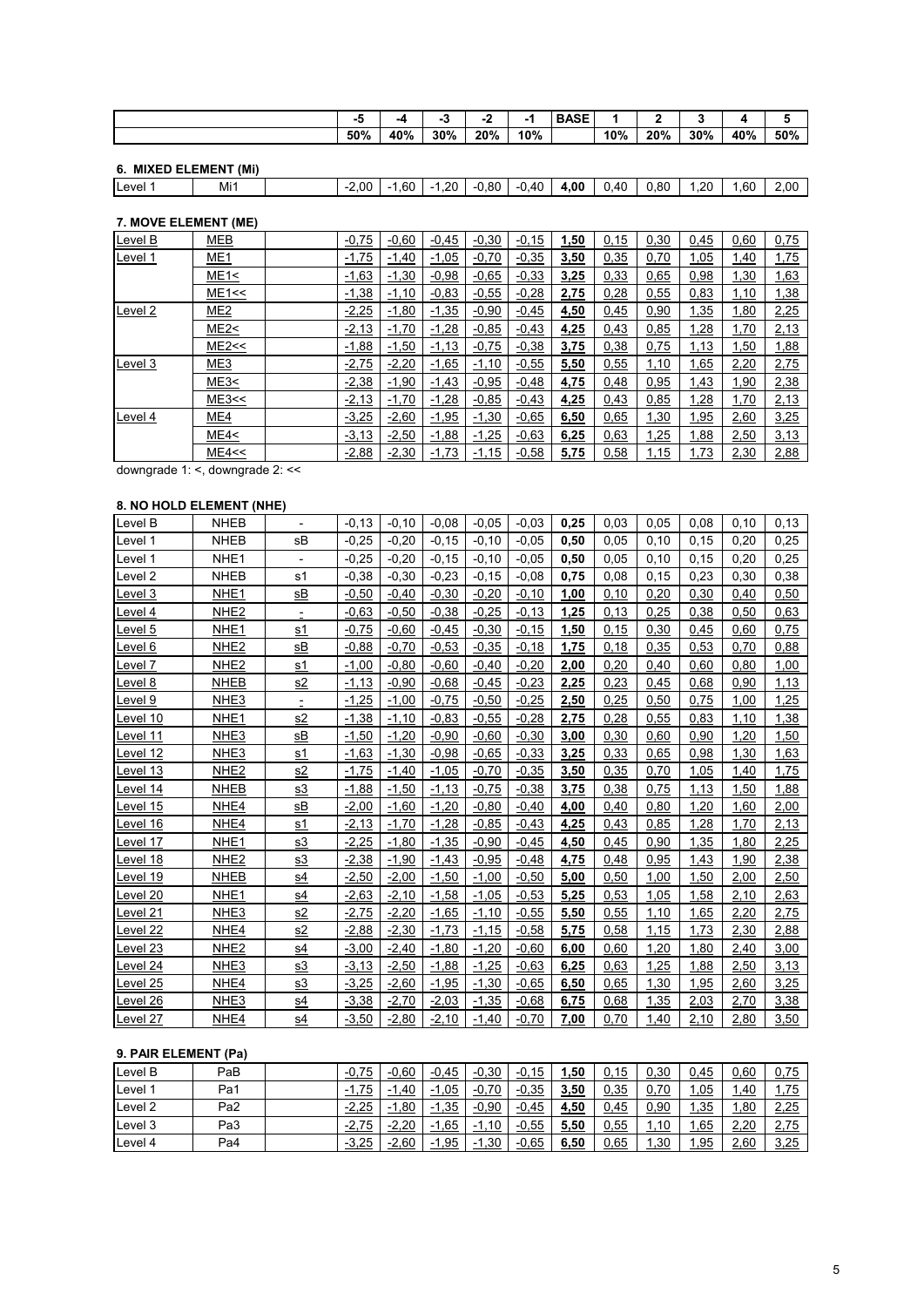| | | | -5 | -4 | -3 | -2 | -1 | BASE | 1 | 2 | 3 | 4 | 5 |
|---|---|---|---|---|---|---|---|---|---|---|---|---|---|
| | | | 50% | 40% | 30% | 20% | 10% | | 10% | 20% | 30% | 40% | 50% |

**6. MIXED ELEMENT (Mi)**

| | | | | | | | | | | | | | |
|---|---|---|---|---|---|---|---|---|---|---|---|---|---|
| Level 1 | Mi1 | | -2,00 | -1,60 | -1,20 | -0,80 | -0,40 | **4,00** | 0,40 | 0,80 | 1,20 | 1,60 | 2,00 |

**7. MOVE ELEMENT (ME)**

| | | | | | | | | | | | | |
|---|---|---|---|---|---|---|---|---|---|---|---|---|
| Level B | MEB | -0,75 | -0,60 | -0,45 | -0,30 | -0,15 | **1,50** | 0,15 | 0,30 | 0,45 | 0,60 | 0,75 |
| Level 1 | ME1 | -1,75 | -1,40 | -1,05 | -0,70 | -0,35 | **3,50** | 0,35 | 0,70 | 1,05 | 1,40 | 1,75 |
| | ME1< | -1,63 | -1,30 | -0,98 | -0,65 | -0,33 | **3,25** | 0,33 | 0,65 | 0,98 | 1,30 | 1,63 |
| | ME1<< | -1,38 | -1,10 | -0,83 | -0,55 | -0,28 | **2,75** | 0,28 | 0,55 | 0,83 | 1,10 | 1,38 |
| Level 2 | ME2 | -2,25 | -1,80 | -1,35 | -0,90 | -0,45 | **4,50** | 0,45 | 0,90 | 1,35 | 1,80 | 2,25 |
| | ME2< | -2,13 | -1,70 | -1,28 | -0,85 | -0,43 | **4,25** | 0,43 | 0,85 | 1,28 | 1,70 | 2,13 |
| | ME2<< | -1,88 | -1,50 | -1,13 | -0,75 | -0,38 | **3,75** | 0,38 | 0,75 | 1,13 | 1,50 | 1,88 |
| Level 3 | ME3 | -2,75 | -2,20 | -1,65 | -1,10 | -0,55 | **5,50** | 0,55 | 1,10 | 1,65 | 2,20 | 2,75 |
| | ME3< | -2,38 | -1,90 | -1,43 | -0,95 | -0,48 | **4,75** | 0,48 | 0,95 | 1,43 | 1,90 | 2,38 |
| | ME3<< | -2,13 | -1,70 | -1,28 | -0,85 | -0,43 | **4,25** | 0,43 | 0,85 | 1,28 | 1,70 | 2,13 |
| Level 4 | ME4 | -3,25 | -2,60 | -1,95 | -1,30 | -0,65 | **6,50** | 0,65 | 1,30 | 1,95 | 2,60 | 3,25 |
| | ME4< | -3,13 | -2,50 | -1,88 | -1,25 | -0,63 | **6,25** | 0,63 | 1,25 | 1,88 | 2,50 | 3,13 |
| | ME4<< | -2,88 | -2,30 | -1,73 | -1,15 | -0,58 | **5,75** | 0,58 | 1,15 | 1,73 | 2,30 | 2,88 |

downgrade 1: <, downgrade 2: <<

**8. NO HOLD ELEMENT (NHE)**

| | | | | | | | | | | | | | |
|---|---|---|---|---|---|---|---|---|---|---|---|---|---|
| Level B | NHEB | - | -0,13 | -0,10 | -0,08 | -0,05 | -0,03 | **0,25** | 0,03 | 0,05 | 0,08 | 0,10 | 0,13 |
| Level 1 | NHEB | sB | -0,25 | -0,20 | -0,15 | -0,10 | -0,05 | **0,50** | 0,05 | 0,10 | 0,15 | 0,20 | 0,25 |
| Level 1 | NHE1 | - | -0,25 | -0,20 | -0,15 | -0,10 | -0,05 | **0,50** | 0,05 | 0,10 | 0,15 | 0,20 | 0,25 |
| Level 2 | NHEB | s1 | -0,38 | -0,30 | -0,23 | -0,15 | -0,08 | **0,75** | 0,08 | 0,15 | 0,23 | 0,30 | 0,38 |
| Level 3 | NHE1 | sB | -0,50 | -0,40 | -0,30 | -0,20 | -0,10 | **1,00** | 0,10 | 0,20 | 0,30 | 0,40 | 0,50 |
| Level 4 | NHE2 | - | -0,63 | -0,50 | -0,38 | -0,25 | -0,13 | **1,25** | 0,13 | 0,25 | 0,38 | 0,50 | 0,63 |
| Level 5 | NHE1 | s1 | -0,75 | -0,60 | -0,45 | -0,30 | -0,15 | **1,50** | 0,15 | 0,30 | 0,45 | 0,60 | 0,75 |
| Level 6 | NHE2 | sB | -0,88 | -0,70 | -0,53 | -0,35 | -0,18 | **1,75** | 0,18 | 0,35 | 0,53 | 0,70 | 0,88 |
| Level 7 | NHE2 | s1 | -1,00 | -0,80 | -0,60 | -0,40 | -0,20 | **2,00** | 0,20 | 0,40 | 0,60 | 0,80 | 1,00 |
| Level 8 | NHEB | s2 | -1,13 | -0,90 | -0,68 | -0,45 | -0,23 | **2,25** | 0,23 | 0,45 | 0,68 | 0,90 | 1,13 |
| Level 9 | NHE3 | - | -1,25 | -1,00 | -0,75 | -0,50 | -0,25 | **2,50** | 0,25 | 0,50 | 0,75 | 1,00 | 1,25 |
| Level 10 | NHE1 | s2 | -1,38 | -1,10 | -0,83 | -0,55 | -0,28 | **2,75** | 0,28 | 0,55 | 0,83 | 1,10 | 1,38 |
| Level 11 | NHE3 | sB | -1,50 | -1,20 | -0,90 | -0,60 | -0,30 | **3,00** | 0,30 | 0,60 | 0,90 | 1,20 | 1,50 |
| Level 12 | NHE3 | s1 | -1,63 | -1,30 | -0,98 | -0,65 | -0,33 | **3,25** | 0,33 | 0,65 | 0,98 | 1,30 | 1,63 |
| Level 13 | NHE2 | s2 | -1,75 | -1,40 | -1,05 | -0,70 | -0,35 | **3,50** | 0,35 | 0,70 | 1,05 | 1,40 | 1,75 |
| Level 14 | NHEB | s3 | -1,88 | -1,50 | -1,13 | -0,75 | -0,38 | **3,75** | 0,38 | 0,75 | 1,13 | 1,50 | 1,88 |
| Level 15 | NHE4 | sB | -2,00 | -1,60 | -1,20 | -0,80 | -0,40 | **4,00** | 0,40 | 0,80 | 1,20 | 1,60 | 2,00 |
| Level 16 | NHE4 | s1 | -2,13 | -1,70 | -1,28 | -0,85 | -0,43 | **4,25** | 0,43 | 0,85 | 1,28 | 1,70 | 2,13 |
| Level 17 | NHE1 | s3 | -2,25 | -1,80 | -1,35 | -0,90 | -0,45 | **4,50** | 0,45 | 0,90 | 1,35 | 1,80 | 2,25 |
| Level 18 | NHE2 | s3 | -2,38 | -1,90 | -1,43 | -0,95 | -0,48 | **4,75** | 0,48 | 0,95 | 1,43 | 1,90 | 2,38 |
| Level 19 | NHEB | s4 | -2,50 | -2,00 | -1,50 | -1,00 | -0,50 | **5,00** | 0,50 | 1,00 | 1,50 | 2,00 | 2,50 |
| Level 20 | NHE1 | s4 | -2,63 | -2,10 | -1,58 | -1,05 | -0,53 | **5,25** | 0,53 | 1,05 | 1,58 | 2,10 | 2,63 |
| Level 21 | NHE3 | s2 | -2,75 | -2,20 | -1,65 | -1,10 | -0,55 | **5,50** | 0,55 | 1,10 | 1,65 | 2,20 | 2,75 |
| Level 22 | NHE4 | s2 | -2,88 | -2,30 | -1,73 | -1,15 | -0,58 | **5,75** | 0,58 | 1,15 | 1,73 | 2,30 | 2,88 |
| Level 23 | NHE2 | s4 | -3,00 | -2,40 | -1,80 | -1,20 | -0,60 | **6,00** | 0,60 | 1,20 | 1,80 | 2,40 | 3,00 |
| Level 24 | NHE3 | s3 | -3,13 | -2,50 | -1,88 | -1,25 | -0,63 | **6,25** | 0,63 | 1,25 | 1,88 | 2,50 | 3,13 |
| Level 25 | NHE4 | s3 | -3,25 | -2,60 | -1,95 | -1,30 | -0,65 | **6,50** | 0,65 | 1,30 | 1,95 | 2,60 | 3,25 |
| Level 26 | NHE3 | s4 | -3,38 | -2,70 | -2,03 | -1,35 | -0,68 | **6,75** | 0,68 | 1,35 | 2,03 | 2,70 | 3,38 |
| Level 27 | NHE4 | s4 | -3,50 | -2,80 | -2,10 | -1,40 | -0,70 | **7,00** | 0,70 | 1,40 | 2,10 | 2,80 | 3,50 |

**9. PAIR ELEMENT (Pa)**

| | | | | | | | | | | | | |
|---|---|---|---|---|---|---|---|---|---|---|---|---|
| Level B | PaB | -0,75 | -0,60 | -0,45 | -0,30 | -0,15 | **1,50** | 0,15 | 0,30 | 0,45 | 0,60 | 0,75 |
| Level 1 | Pa1 | -1,75 | -1,40 | -1,05 | -0,70 | -0,35 | **3,50** | 0,35 | 0,70 | 1,05 | 1,40 | 1,75 |
| Level 2 | Pa2 | -2,25 | -1,80 | -1,35 | -0,90 | -0,45 | **4,50** | 0,45 | 0,90 | 1,35 | 1,80 | 2,25 |
| Level 3 | Pa3 | -2,75 | -2,20 | -1,65 | -1,10 | -0,55 | **5,50** | 0,55 | 1,10 | 1,65 | 2,20 | 2,75 |
| Level 4 | Pa4 | -3,25 | -2,60 | -1,95 | -1,30 | -0,65 | **6,50** | 0,65 | 1,30 | 1,95 | 2,60 | 3,25 |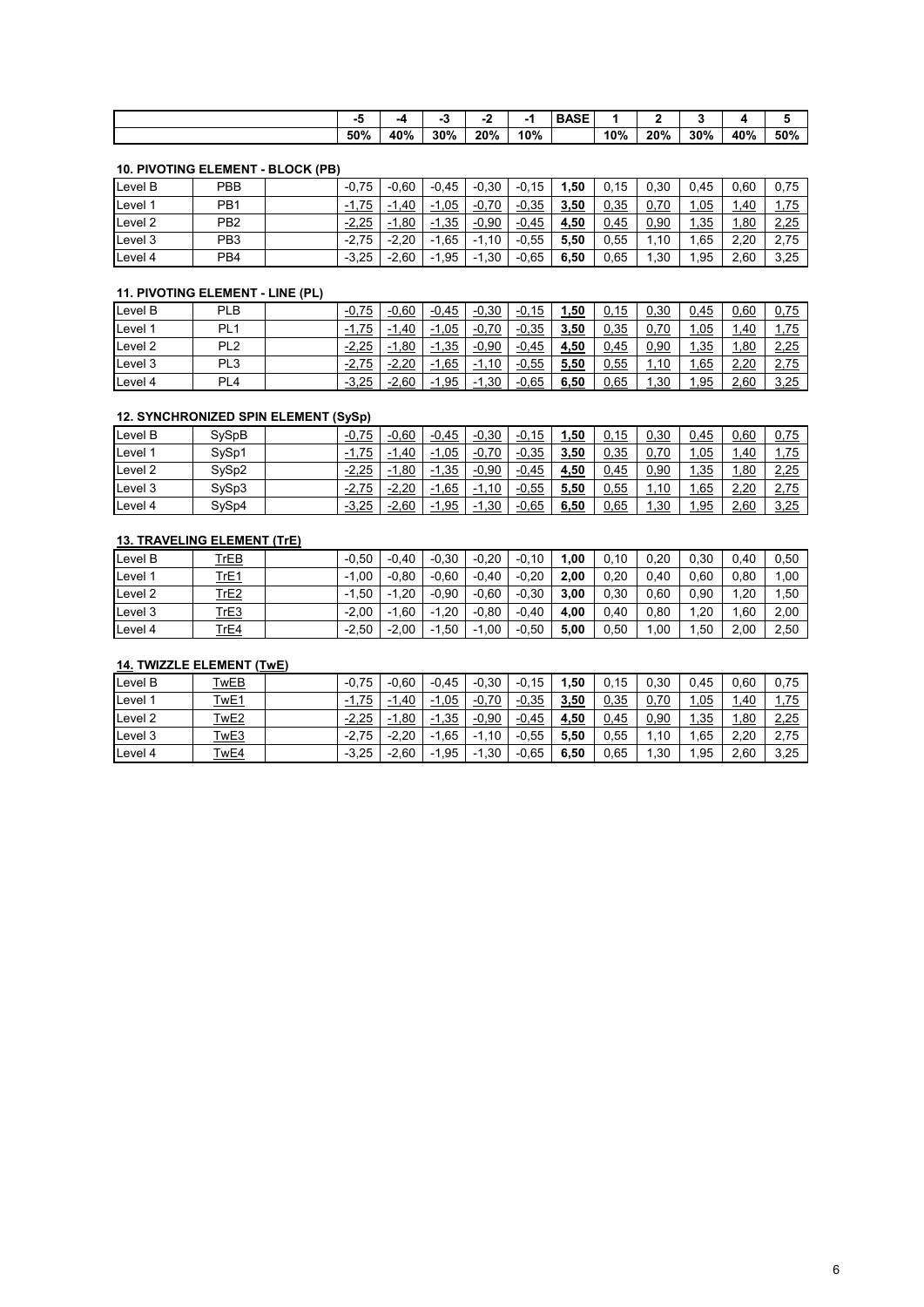| | | -5 | -4 | -3 | -2 | -1 | BASE | 1 | 2 | 3 | 4 | 5 |
|---|---|---|---|---|---|---|---|---|---|---|---|---|
| | | 50% | 40% | 30% | 20% | 10% | | 10% | 20% | 30% | 40% | 50% |

**10. PIVOTING ELEMENT - BLOCK (PB)**

| | | | | | | | | | | | | |
|---|---|---|---|---|---|---|---|---|---|---|---|---|
| Level B | PBB | -0,75 | -0,60 | -0,45 | -0,30 | -0,15 | **1,50** | 0,15 | 0,30 | 0,45 | 0,60 | 0,75 |
| Level 1 | PB1 | -1,75 | -1,40 | -1,05 | -0,70 | -0,35 | **3,50** | 0,35 | 0,70 | 1,05 | 1,40 | 1,75 |
| Level 2 | PB2 | -2,25 | -1,80 | -1,35 | -0,90 | -0,45 | **4,50** | 0,45 | 0,90 | 1,35 | 1,80 | 2,25 |
| Level 3 | PB3 | -2,75 | -2,20 | -1,65 | -1,10 | -0,55 | **5,50** | 0,55 | 1,10 | 1,65 | 2,20 | 2,75 |
| Level 4 | PB4 | -3,25 | -2,60 | -1,95 | -1,30 | -0,65 | **6,50** | 0,65 | 1,30 | 1,95 | 2,60 | 3,25 |

**11. PIVOTING ELEMENT - LINE (PL)**

| | | | | | | | | | | | | |
|---|---|---|---|---|---|---|---|---|---|---|---|---|
| Level B | PLB | -0,75 | -0,60 | -0,45 | -0,30 | -0,15 | **1,50** | 0,15 | 0,30 | 0,45 | 0,60 | 0,75 |
| Level 1 | PL1 | -1,75 | -1,40 | -1,05 | -0,70 | -0,35 | **3,50** | 0,35 | 0,70 | 1,05 | 1,40 | 1,75 |
| Level 2 | PL2 | -2,25 | -1,80 | -1,35 | -0,90 | -0,45 | **4,50** | 0,45 | 0,90 | 1,35 | 1,80 | 2,25 |
| Level 3 | PL3 | -2,75 | -2,20 | -1,65 | -1,10 | -0,55 | **5,50** | 0,55 | 1,10 | 1,65 | 2,20 | 2,75 |
| Level 4 | PL4 | -3,25 | -2,60 | -1,95 | -1,30 | -0,65 | **6,50** | 0,65 | 1,30 | 1,95 | 2,60 | 3,25 |

**12. SYNCHRONIZED SPIN ELEMENT (SySp)**

| | | | | | | | | | | | | |
|---|---|---|---|---|---|---|---|---|---|---|---|---|
| Level B | SySpB | -0,75 | -0,60 | -0,45 | -0,30 | -0,15 | **1,50** | 0,15 | 0,30 | 0,45 | 0,60 | 0,75 |
| Level 1 | SySp1 | -1,75 | -1,40 | -1,05 | -0,70 | -0,35 | **3,50** | 0,35 | 0,70 | 1,05 | 1,40 | 1,75 |
| Level 2 | SySp2 | -2,25 | -1,80 | -1,35 | -0,90 | -0,45 | **4,50** | 0,45 | 0,90 | 1,35 | 1,80 | 2,25 |
| Level 3 | SySp3 | -2,75 | -2,20 | -1,65 | -1,10 | -0,55 | **5,50** | 0,55 | 1,10 | 1,65 | 2,20 | 2,75 |
| Level 4 | SySp4 | -3,25 | -2,60 | -1,95 | -1,30 | -0,65 | **6,50** | 0,65 | 1,30 | 1,95 | 2,60 | 3,25 |

**13. TRAVELING ELEMENT (TrE)**

| | | | | | | | | | | | | |
|---|---|---|---|---|---|---|---|---|---|---|---|---|
| Level B | TrEB | -0,50 | -0,40 | -0,30 | -0,20 | -0,10 | **1,00** | 0,10 | 0,20 | 0,30 | 0,40 | 0,50 |
| Level 1 | TrE1 | -1,00 | -0,80 | -0,60 | -0,40 | -0,20 | **2,00** | 0,20 | 0,40 | 0,60 | 0,80 | 1,00 |
| Level 2 | TrE2 | -1,50 | -1,20 | -0,90 | -0,60 | -0,30 | **3,00** | 0,30 | 0,60 | 0,90 | 1,20 | 1,50 |
| Level 3 | TrE3 | -2,00 | -1,60 | -1,20 | -0,80 | -0,40 | **4,00** | 0,40 | 0,80 | 1,20 | 1,60 | 2,00 |
| Level 4 | TrE4 | -2,50 | -2,00 | -1,50 | -1,00 | -0,50 | **5,00** | 0,50 | 1,00 | 1,50 | 2,00 | 2,50 |

**14. TWIZZLE ELEMENT (TwE)**

| | | | | | | | | | | | | |
|---|---|---|---|---|---|---|---|---|---|---|---|---|
| Level B | TwEB | -0,75 | -0,60 | -0,45 | -0,30 | -0,15 | **1,50** | 0,15 | 0,30 | 0,45 | 0,60 | 0,75 |
| Level 1 | TwE1 | -1,75 | -1,40 | -1,05 | -0,70 | -0,35 | **3,50** | 0,35 | 0,70 | 1,05 | 1,40 | 1,75 |
| Level 2 | TwE2 | -2,25 | -1,80 | -1,35 | -0,90 | -0,45 | **4,50** | 0,45 | 0,90 | 1,35 | 1,80 | 2,25 |
| Level 3 | TwE3 | -2,75 | -2,20 | -1,65 | -1,10 | -0,55 | **5,50** | 0,55 | 1,10 | 1,65 | 2,20 | 2,75 |
| Level 4 | TwE4 | -3,25 | -2,60 | -1,95 | -1,30 | -0,65 | **6,50** | 0,65 | 1,30 | 1,95 | 2,60 | 3,25 |